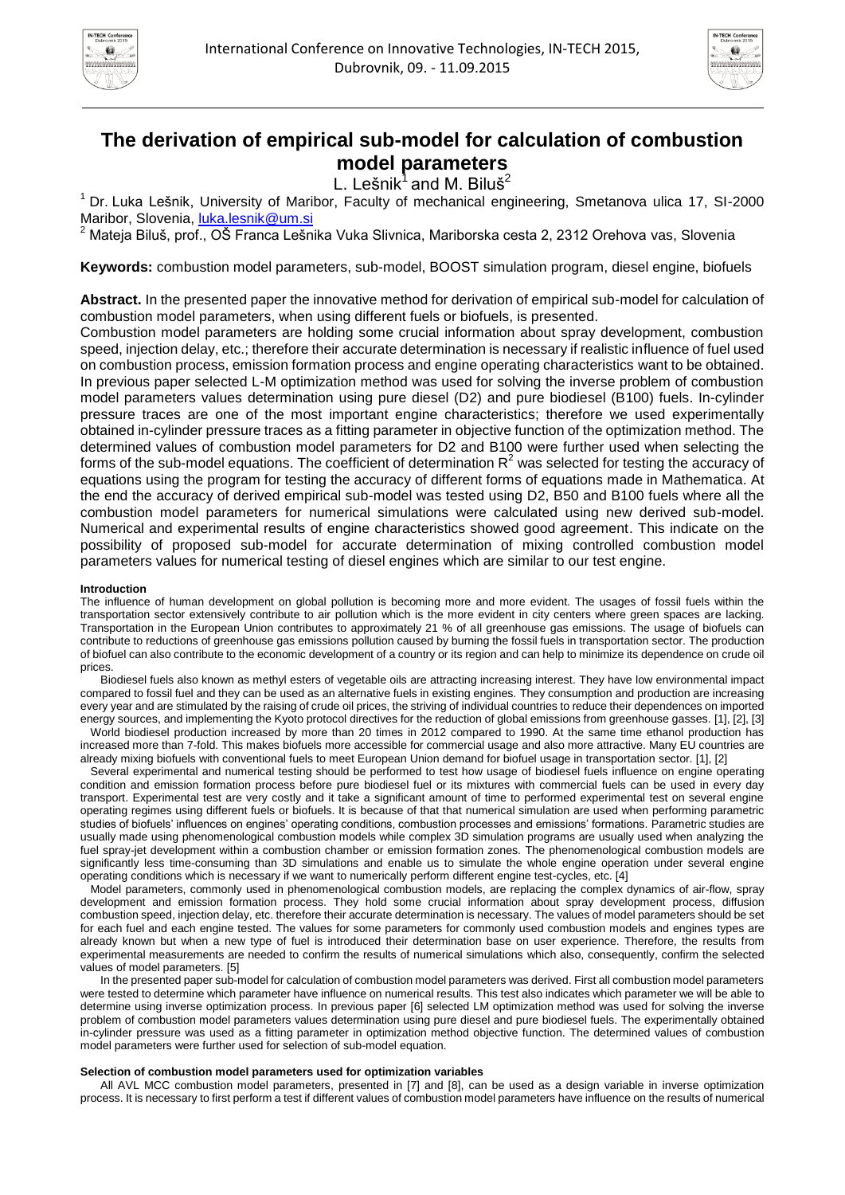# The derivation of empirical sub-model for calculation of combustion model parameters

L. Lešnik[1] and M. Biluš[2]

[1] Dr. Luka Lešnik, University of Maribor, Faculty of mechanical engineering, Smetanova ulica 17, SI-2000 Maribor, Slovenia, luka.lesnik@um.si

[2] Mateja Biluš, prof., OŠ Franca Lešnika Vuka Slivnica, Mariborska cesta 2, 2312 Orehova vas, Slovenia

**Keywords:** combustion model parameters, sub-model, BOOST simulation program, diesel engine, biofuels

**Abstract.** In the presented paper the innovative method for derivation of empirical sub-model for calculation of combustion model parameters, when using different fuels or biofuels, is presented.

Combustion model parameters are holding some crucial information about spray development, combustion speed, injection delay, etc.; therefore their accurate determination is necessary if realistic influence of fuel used on combustion process, emission formation process and engine operating characteristics want to be obtained. In previous paper selected L-M optimization method was used for solving the inverse problem of combustion model parameters values determination using pure diesel (D2) and pure biodiesel (B100) fuels. In-cylinder pressure traces are one of the most important engine characteristics; therefore we used experimentally obtained in-cylinder pressure traces as a fitting parameter in objective function of the optimization method. The determined values of combustion model parameters for D2 and B100 were further used when selecting the forms of the sub-model equations. The coefficient of determination $R^2$ was selected for testing the accuracy of equations using the program for testing the accuracy of different forms of equations made in Mathematica. At the end the accuracy of derived empirical sub-model was tested using D2, B50 and B100 fuels where all the combustion model parameters for numerical simulations were calculated using new derived sub-model. Numerical and experimental results of engine characteristics showed good agreement. This indicate on the possibility of proposed sub-model for accurate determination of mixing controlled combustion model parameters values for numerical testing of diesel engines which are similar to our test engine.

## Introduction

The influence of human development on global pollution is becoming more and more evident. The usages of fossil fuels within the transportation sector extensively contribute to air pollution which is the more evident in city centers where green spaces are lacking. Transportation in the European Union contributes to approximately 21 % of all greenhouse gas emissions. The usage of biofuels can contribute to reductions of greenhouse gas emissions pollution caused by burning the fossil fuels in transportation sector. The production of biofuel can also contribute to the economic development of a country or its region and can help to minimize its dependence on crude oil prices.

Biodiesel fuels also known as methyl esters of vegetable oils are attracting increasing interest. They have low environmental impact compared to fossil fuel and they can be used as an alternative fuels in existing engines. They consumption and production are increasing every year and are stimulated by the raising of crude oil prices, the striving of individual countries to reduce their dependences on imported energy sources, and implementing the Kyoto protocol directives for the reduction of global emissions from greenhouse gasses. [1], [2], [3]

World biodiesel production increased by more than 20 times in 2012 compared to 1990. At the same time ethanol production has increased more than 7-fold. This makes biofuels more accessible for commercial usage and also more attractive. Many EU countries are already mixing biofuels with conventional fuels to meet European Union demand for biofuel usage in transportation sector. [1], [2]

Several experimental and numerical testing should be performed to test how usage of biodiesel fuels influence on engine operating condition and emission formation process before pure biodiesel fuel or its mixtures with commercial fuels can be used in every day transport. Experimental test are very costly and it take a significant amount of time to performed experimental test on several engine operating regimes using different fuels or biofuels. It is because of that that numerical simulation are used when performing parametric studies of biofuels' influences on engines' operating conditions, combustion processes and emissions' formations. Parametric studies are usually made using phenomenological combustion models while complex 3D simulation programs are usually used when analyzing the fuel spray-jet development within a combustion chamber or emission formation zones. The phenomenological combustion models are significantly less time-consuming than 3D simulations and enable us to simulate the whole engine operation under several engine operating conditions which is necessary if we want to numerically perform different engine test-cycles, etc. [4]

Model parameters, commonly used in phenomenological combustion models, are replacing the complex dynamics of air-flow, spray development and emission formation process. They hold some crucial information about spray development process, diffusion combustion speed, injection delay, etc. therefore their accurate determination is necessary. The values of model parameters should be set for each fuel and each engine tested. The values for some parameters for commonly used combustion models and engines types are already known but when a new type of fuel is introduced their determination base on user experience. Therefore, the results from experimental measurements are needed to confirm the results of numerical simulations which also, consequently, confirm the selected values of model parameters. [5]

In the presented paper sub-model for calculation of combustion model parameters was derived. First all combustion model parameters were tested to determine which parameter have influence on numerical results. This test also indicates which parameter we will be able to determine using inverse optimization process. In previous paper [6] selected LM optimization method was used for solving the inverse problem of combustion model parameters values determination using pure diesel and pure biodiesel fuels. The experimentally obtained in-cylinder pressure was used as a fitting parameter in optimization method objective function. The determined values of combustion model parameters were further used for selection of sub-model equation.

## Selection of combustion model parameters used for optimization variables

All AVL MCC combustion model parameters, presented in [7] and [8], can be used as a design variable in inverse optimization process. It is necessary to first perform a test if different values of combustion model parameters have influence on the results of numerical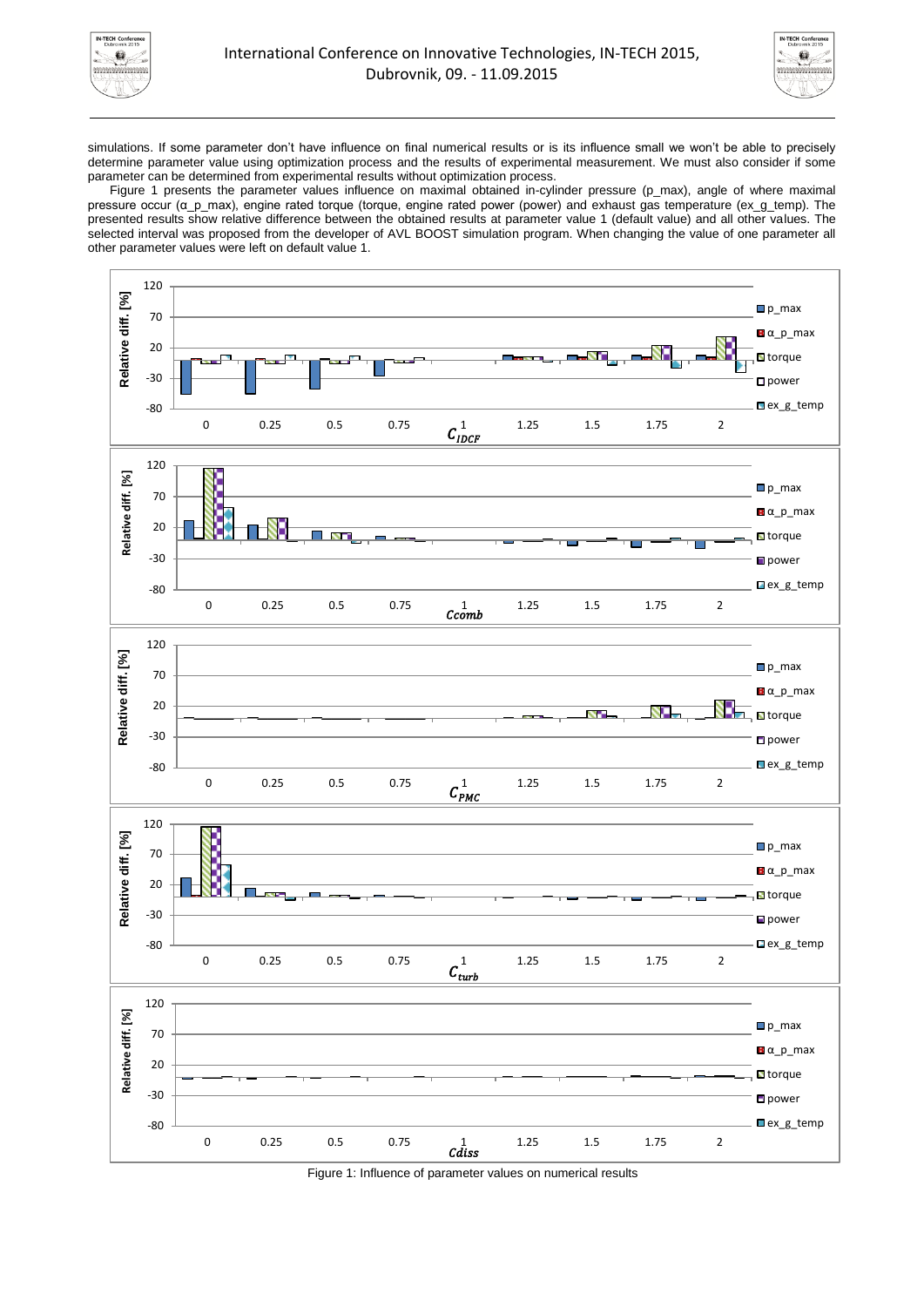simulations. If some parameter don't have influence on final numerical results or is its influence small we won't be able to precisely determine parameter value using optimization process and the results of experimental measurement. We must also consider if some parameter can be determined from experimental results without optimization process.

Figure 1 presents the parameter values influence on maximal obtained in-cylinder pressure (p_max), angle of where maximal pressure occur (α_p_max), engine rated torque (torque, engine rated power (power) and exhaust gas temperature (ex_g_temp). The presented results show relative difference between the obtained results at parameter value 1 (default value) and all other values. The selected interval was proposed from the developer of AVL BOOST simulation program. When changing the value of one parameter all other parameter values were left on default value 1.

Figure 1: Influence of parameter values on numerical results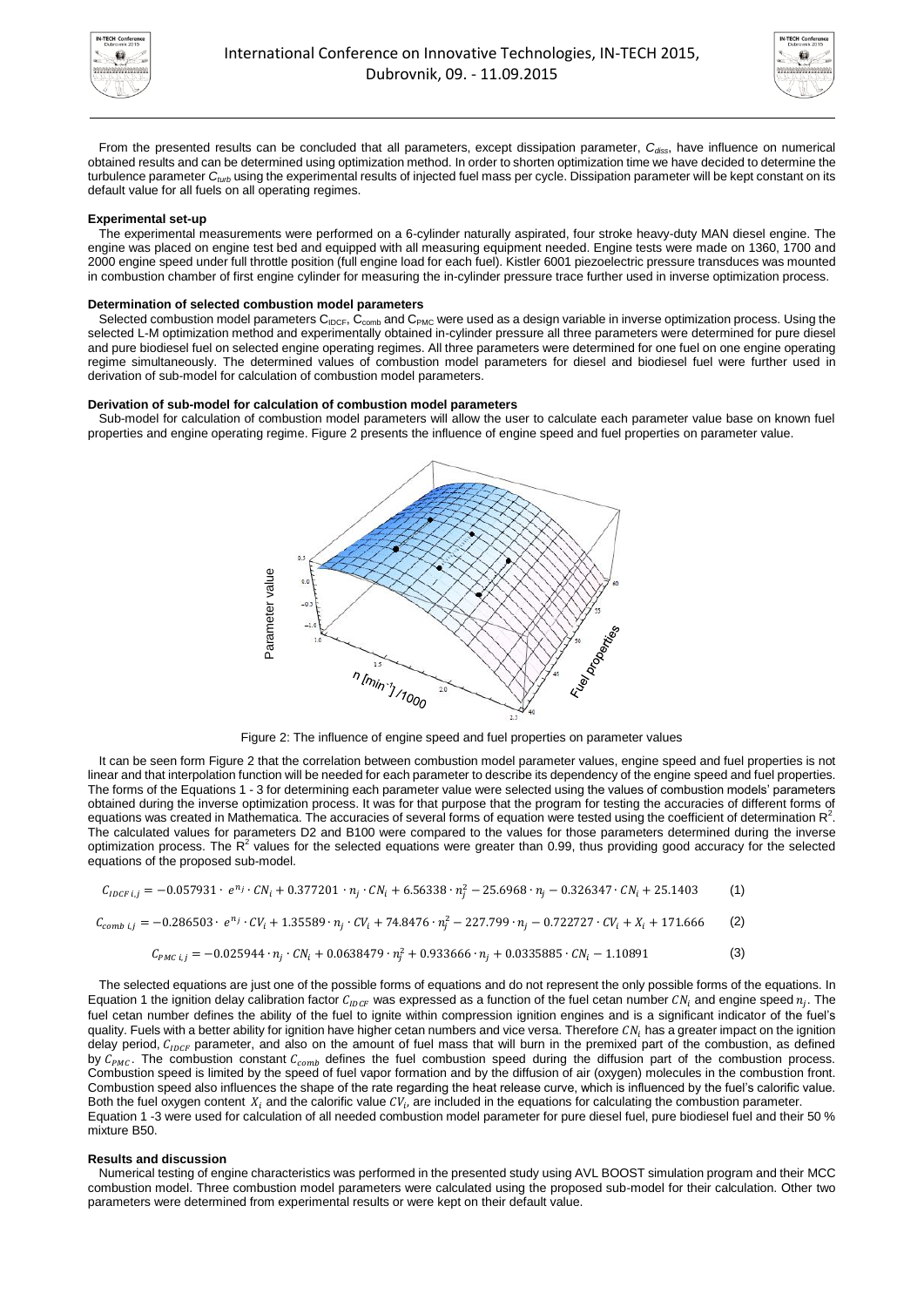From the presented results can be concluded that all parameters, except dissipation parameter, $C_{diss}$, have influence on numerical obtained results and can be determined using optimization method. In order to shorten optimization time we have decided to determine the turbulence parameter $C_{turb}$ using the experimental results of injected fuel mass per cycle. Dissipation parameter will be kept constant on its default value for all fuels on all operating regimes.

#### Experimental set-up

The experimental measurements were performed on a 6-cylinder naturally aspirated, four stroke heavy-duty MAN diesel engine. The engine was placed on engine test bed and equipped with all measuring equipment needed. Engine tests were made on 1360, 1700 and 2000 engine speed under full throttle position (full engine load for each fuel). Kistler 6001 piezoelectric pressure transduces was mounted in combustion chamber of first engine cylinder for measuring the in-cylinder pressure trace further used in inverse optimization process.

#### Determination of selected combustion model parameters

Selected combustion model parameters $C_{IDCF}$, $C_{comb}$ and $C_{PMC}$ were used as a design variable in inverse optimization process. Using the selected L-M optimization method and experimentally obtained in-cylinder pressure all three parameters were determined for pure diesel and pure biodiesel fuel on selected engine operating regimes. All three parameters were determined for one fuel on one engine operating regime simultaneously. The determined values of combustion model parameters for diesel and biodiesel fuel were further used in derivation of sub-model for calculation of combustion model parameters.

#### Derivation of sub-model for calculation of combustion model parameters

Sub-model for calculation of combustion model parameters will allow the user to calculate each parameter value base on known fuel properties and engine operating regime. Figure 2 presents the influence of engine speed and fuel properties on parameter value.

Figure 2: The influence of engine speed and fuel properties on parameter values

It can be seen form Figure 2 that the correlation between combustion model parameter values, engine speed and fuel properties is not linear and that interpolation function will be needed for each parameter to describe its dependency of the engine speed and fuel properties. The forms of the Equations 1 - 3 for determining each parameter value were selected using the values of combustion models' parameters obtained during the inverse optimization process. It was for that purpose that the program for testing the accuracies of different forms of equations was created in Mathematica. The accuracies of several forms of equation were tested using the coefficient of determination $R^2$. The calculated values for parameters D2 and B100 were compared to the values for those parameters determined during the inverse optimization process. The $R^2$ values for the selected equations were greater than 0.99, thus providing good accuracy for the selected equations of the proposed sub-model.

$$C_{IDCF\,i,j} = -0.057931 \cdot e^{n_j} \cdot CN_i + 0.377201 \cdot n_j \cdot CN_i + 6.56338 \cdot n_j^2 - 25.6968 \cdot n_j - 0.326347 \cdot CN_i + 25.1403 \qquad (1)$$

$$C_{comb\,i,j} = -0.286503 \cdot e^{n_j} \cdot CV_i + 1.35589 \cdot n_j \cdot CV_i + 74.8476 \cdot n_j^2 - 227.799 \cdot n_j - 0.722727 \cdot CV_i + X_i + 171.666 \qquad (2)$$

$$C_{PMC\,i,j} = -0.025944 \cdot n_j \cdot CN_i + 0.0638479 \cdot n_j^2 + 0.933666 \cdot n_j + 0.0335885 \cdot CN_i - 1.10891 \qquad (3)$$

The selected equations are just one of the possible forms of equations and do not represent the only possible forms of the equations. In Equation 1 the ignition delay calibration factor $C_{IDCF}$ was expressed as a function of the fuel cetan number $CN_i$ and engine speed $n_j$. The fuel cetan number defines the ability of the fuel to ignite within compression ignition engines and is a significant indicator of the fuel's quality. Fuels with a better ability for ignition have higher cetan numbers and vice versa. Therefore $CN_i$ has a greater impact on the ignition delay period, $C_{IDCF}$ parameter, and also on the amount of fuel mass that will burn in the premixed part of the combustion, as defined by $C_{PMC}$. The combustion constant $C_{comb}$ defines the fuel combustion speed during the diffusion part of the combustion process. Combustion speed is limited by the speed of fuel vapor formation and by the diffusion of air (oxygen) molecules in the combustion front. Combustion speed also influences the shape of the rate regarding the heat release curve, which is influenced by the fuel's calorific value. Both the fuel oxygen content $X_i$ and the calorific value $CV_i$, are included in the equations for calculating the combustion parameter.
Equation 1 -3 were used for calculation of all needed combustion model parameter for pure diesel fuel, pure biodiesel fuel and their 50 % mixture B50.

#### Results and discussion

Numerical testing of engine characteristics was performed in the presented study using AVL BOOST simulation program and their MCC combustion model. Three combustion model parameters were calculated using the proposed sub-model for their calculation. Other two parameters were determined from experimental results or were kept on their default value.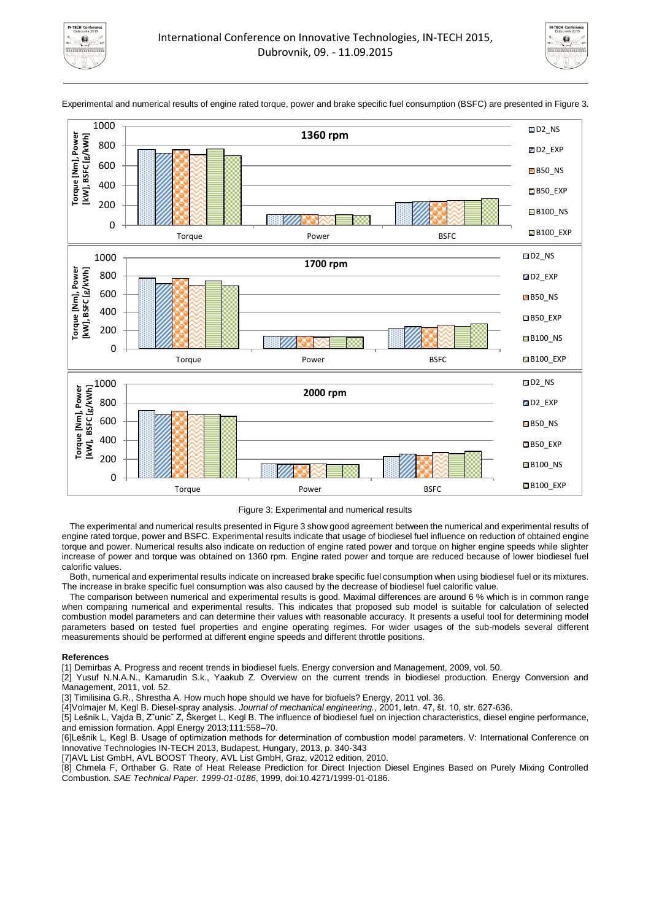Experimental and numerical results of engine rated torque, power and brake specific fuel consumption (BSFC) are presented in Figure 3.

1360 rpm

Torque [Nm], Power [kW], BSFC [g/kWh]

1000
800
600
400
200
0

Torque Power BSFC

D2_NS
D2_EXP
B50_NS
B50_EXP
B100_NS
B100_EXP

1700 rpm

Torque [Nm], Power [kW], BSFC [g/kWh]

1000
800
600
400
200
0

Torque Power BSFC

D2_NS
D2_EXP
B50_NS
B50_EXP
B100_NS
B100_EXP

2000 rpm

Torque [Nm], Power [kW], BSFC [g/kWh]

1000
800
600
400
200
0

Torque Power BSFC

D2_NS
D2_EXP
B50_NS
B50_EXP
B100_NS
B100_EXP

Figure 3: Experimental and numerical results

The experimental and numerical results presented in Figure 3 show good agreement between the numerical and experimental results of engine rated torque, power and BSFC. Experimental results indicate that usage of biodiesel fuel influence on reduction of obtained engine torque and power. Numerical results also indicate on reduction of engine rated power and torque on higher engine speeds while slighter increase of power and torque was obtained on 1360 rpm. Engine rated power and torque are reduced because of lower biodiesel fuel calorific values.

Both, numerical and experimental results indicate on increased brake specific fuel consumption when using biodiesel fuel or its mixtures. The increase in brake specific fuel consumption was also caused by the decrease of biodiesel fuel calorific value.

The comparison between numerical and experimental results is good. Maximal differences are around 6 % which is in common range when comparing numerical and experimental results. This indicates that proposed sub model is suitable for calculation of selected combustion model parameters and can determine their values with reasonable accuracy. It presents a useful tool for determining model parameters based on tested fuel properties and engine operating regimes. For wider usages of the sub-models several different measurements should be performed at different engine speeds and different throttle positions.

### References

[1] Demirbas A. Progress and recent trends in biodiesel fuels. Energy conversion and Management, 2009, vol. 50.

[2] Yusuf N.N.A.N., Kamarudin S.k., Yaakub Z. Overview on the current trends in biodiesel production. Energy Conversion and Management, 2011, vol. 52.

[3] Timilisina G.R., Shrestha A. How much hope should we have for biofuels? Energy, 2011 vol. 36.

[4]Volmajer M, Kegl B. Diesel-spray analysis. *Journal of mechanical engineering.*, 2001, letn. 47, št. 10, str. 627-636.

[5] Lešnik L, Vajda B, Zˇunicˇ Z, Škerget L, Kegl B. The influence of biodiesel fuel on injection characteristics, diesel engine performance, and emission formation. Appl Energy 2013;111:558–70.

[6]Lešnik L, Kegl B. Usage of optimization methods for determination of combustion model parameters. V: International Conference on Innovative Technologies IN-TECH 2013, Budapest, Hungary, 2013, p. 340-343

[7]AVL List GmbH, AVL BOOST Theory, AVL List GmbH, Graz, v2012 edition, 2010.

[8] Chmela F, Orthaber G. Rate of Heat Release Prediction for Direct Injection Diesel Engines Based on Purely Mixing Controlled Combustion. *SAE Technical Paper. 1999-01-0186*, 1999, doi:10.4271/1999-01-0186.